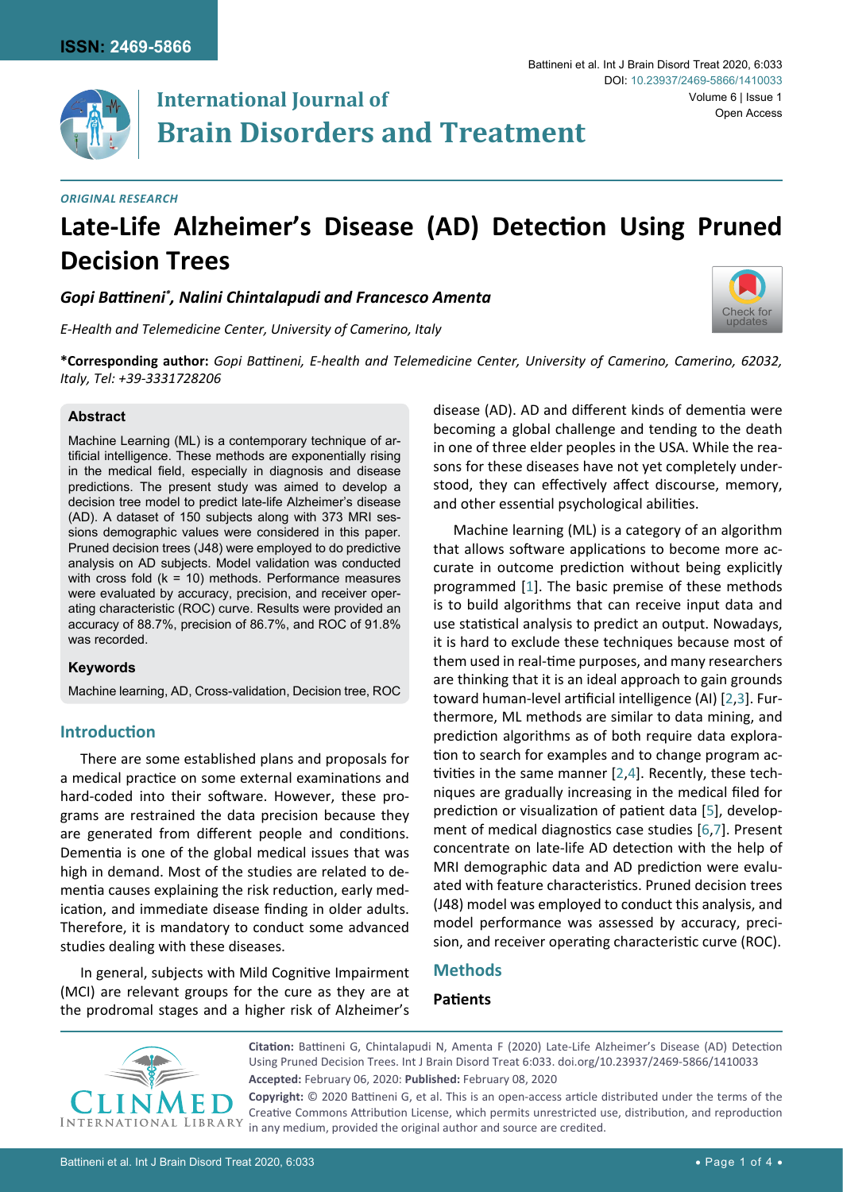ORIGINAL RESEARCH

# Late-Life Alzheimer's Disease (AD) Detection Using Pruned Decision Trees

***Gopi Battineni*, Nalini Chintalapudi and Francesco Amenta***

*E-Health and Telemedicine Center, University of Camerino, Italy*

**\*Corresponding author:** *Gopi Battineni, E-health and Telemedicine Center, University of Camerino, Camerino, 62032, Italy, Tel: +39-3331728206*

### Abstract

Machine Learning (ML) is a contemporary technique of artificial intelligence. These methods are exponentially rising in the medical field, especially in diagnosis and disease predictions. The present study was aimed to develop a decision tree model to predict late-life Alzheimer's disease (AD). A dataset of 150 subjects along with 373 MRI sessions demographic values were considered in this paper. Pruned decision trees (J48) were employed to do predictive analysis on AD subjects. Model validation was conducted with cross fold (k = 10) methods. Performance measures were evaluated by accuracy, precision, and receiver operating characteristic (ROC) curve. Results were provided an accuracy of 88.7%, precision of 86.7%, and ROC of 91.8% was recorded.

### Keywords

Machine learning, AD, Cross-validation, Decision tree, ROC

## Introduction

There are some established plans and proposals for a medical practice on some external examinations and hard-coded into their software. However, these programs are restrained the data precision because they are generated from different people and conditions. Dementia is one of the global medical issues that was high in demand. Most of the studies are related to dementia causes explaining the risk reduction, early medication, and immediate disease finding in older adults. Therefore, it is mandatory to conduct some advanced studies dealing with these diseases.

In general, subjects with Mild Cognitive Impairment (MCI) are relevant groups for the cure as they are at the prodromal stages and a higher risk of Alzheimer's disease (AD). AD and different kinds of dementia were becoming a global challenge and tending to the death in one of three elder peoples in the USA. While the reasons for these diseases have not yet completely understood, they can effectively affect discourse, memory, and other essential psychological abilities.

Machine learning (ML) is a category of an algorithm that allows software applications to become more accurate in outcome prediction without being explicitly programmed [1]. The basic premise of these methods is to build algorithms that can receive input data and use statistical analysis to predict an output. Nowadays, it is hard to exclude these techniques because most of them used in real-time purposes, and many researchers are thinking that it is an ideal approach to gain grounds toward human-level artificial intelligence (AI) [2,3]. Furthermore, ML methods are similar to data mining, and prediction algorithms as of both require data exploration to search for examples and to change program activities in the same manner [2,4]. Recently, these techniques are gradually increasing in the medical filed for prediction or visualization of patient data [5], development of medical diagnostics case studies [6,7]. Present concentrate on late-life AD detection with the help of MRI demographic data and AD prediction were evaluated with feature characteristics. Pruned decision trees (J48) model was employed to conduct this analysis, and model performance was assessed by accuracy, precision, and receiver operating characteristic curve (ROC).

## Methods

### Patients

**Citation:** Battineni G, Chintalapudi N, Amenta F (2020) Late-Life Alzheimer's Disease (AD) Detection Using Pruned Decision Trees. Int J Brain Disord Treat 6:033. doi.org/10.23937/2469-5866/1410033

**Accepted:** February 06, 2020: **Published:** February 08, 2020

**Copyright:** © 2020 Battineni G, et al. This is an open-access article distributed under the terms of the Creative Commons Attribution License, which permits unrestricted use, distribution, and reproduction in any medium, provided the original author and source are credited.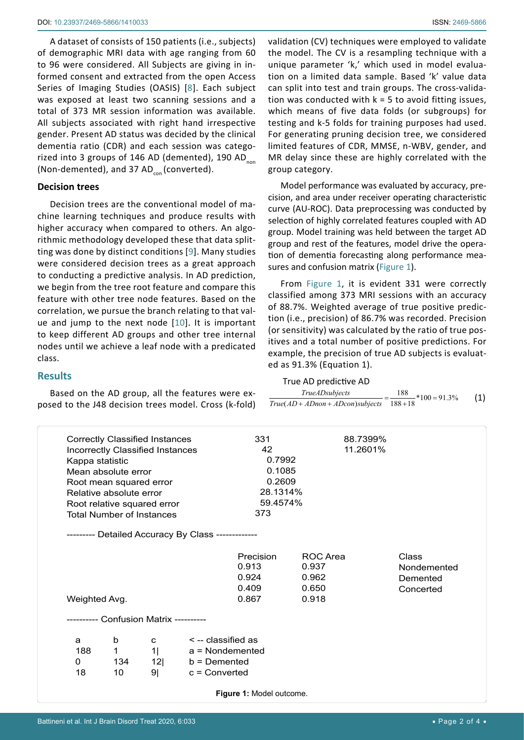A dataset of consists of 150 patients (i.e., subjects) of demographic MRI data with age ranging from 60 to 96 were considered. All Subjects are giving in informed consent and extracted from the open Access Series of Imaging Studies (OASIS) [8]. Each subject was exposed at least two scanning sessions and a total of 373 MR session information was available. All subjects associated with right hand irrespective gender. Present AD status was decided by the clinical dementia ratio (CDR) and each session was categorized into 3 groups of 146 AD (demented), 190 $AD_{non}$ (Non-demented), and 37 $AD_{con}$ (converted).

### Decision trees

Decision trees are the conventional model of machine learning techniques and produce results with higher accuracy when compared to others. An algorithmic methodology developed these that data splitting was done by distinct conditions [9]. Many studies were considered decision trees as a great approach to conducting a predictive analysis. In AD prediction, we begin from the tree root feature and compare this feature with other tree node features. Based on the correlation, we pursue the branch relating to that value and jump to the next node [10]. It is important to keep different AD groups and other tree internal nodes until we achieve a leaf node with a predicated class.

## Results

Based on the AD group, all the features were exposed to the J48 decision trees model. Cross (k-fold) validation (CV) techniques were employed to validate the model. The CV is a resampling technique with a unique parameter 'k,' which used in model evaluation on a limited data sample. Based 'k' value data can split into test and train groups. The cross-validation was conducted with k = 5 to avoid fitting issues, which means of five data folds (or subgroups) for testing and k-5 folds for training purposes had used. For generating pruning decision tree, we considered limited features of CDR, MMSE, n-WBV, gender, and MR delay since these are highly correlated with the group category.

Model performance was evaluated by accuracy, precision, and area under receiver operating characteristic curve (AU-ROC). Data preprocessing was conducted by selection of highly correlated features coupled with AD group. Model training was held between the target AD group and rest of the features, model drive the operation of dementia forecasting along performance measures and confusion matrix (Figure 1).

From Figure 1, it is evident 331 were correctly classified among 373 MRI sessions with an accuracy of 88.7%. Weighted average of true positive prediction (i.e., precision) of 86.7% was recorded. Precision (or sensitivity) was calculated by the ratio of true positives and a total number of positive predictions. For example, the precision of true AD subjects is evaluated as 91.3% (Equation 1).

True AD predictive AD

$$\frac{True AD subjects}{True(AD + ADnon + ADcon) subjects} = \frac{188}{188+18} * 100 = 91.3\% \quad (1)$$

```
Correctly Classified Instances        331        88.7399%
Incorrectly Classified Instances       42        11.2601%
Kappa statistic                         0.7992
Mean absolute error                     0.1085
Root mean squared error                 0.2609
Relative absolute error                28.1314%
Root relative squared error            59.4574%
Total Number of Instances             373

--------- Detailed Accuracy By Class -------------

                 Precision   ROC Area    Class
                 0.913       0.937       Nondemented
                 0.924       0.962       Demented
                 0.409       0.650       Concerted
Weighted Avg.    0.867       0.918

---------- Confusion Matrix ----------

   a     b     c     <-- classified as
 188     1     1|    a = Nondemented
   0   134    12|    b = Demented
  18    10     9|    c = Converted
```

**Figure 1:** Model outcome.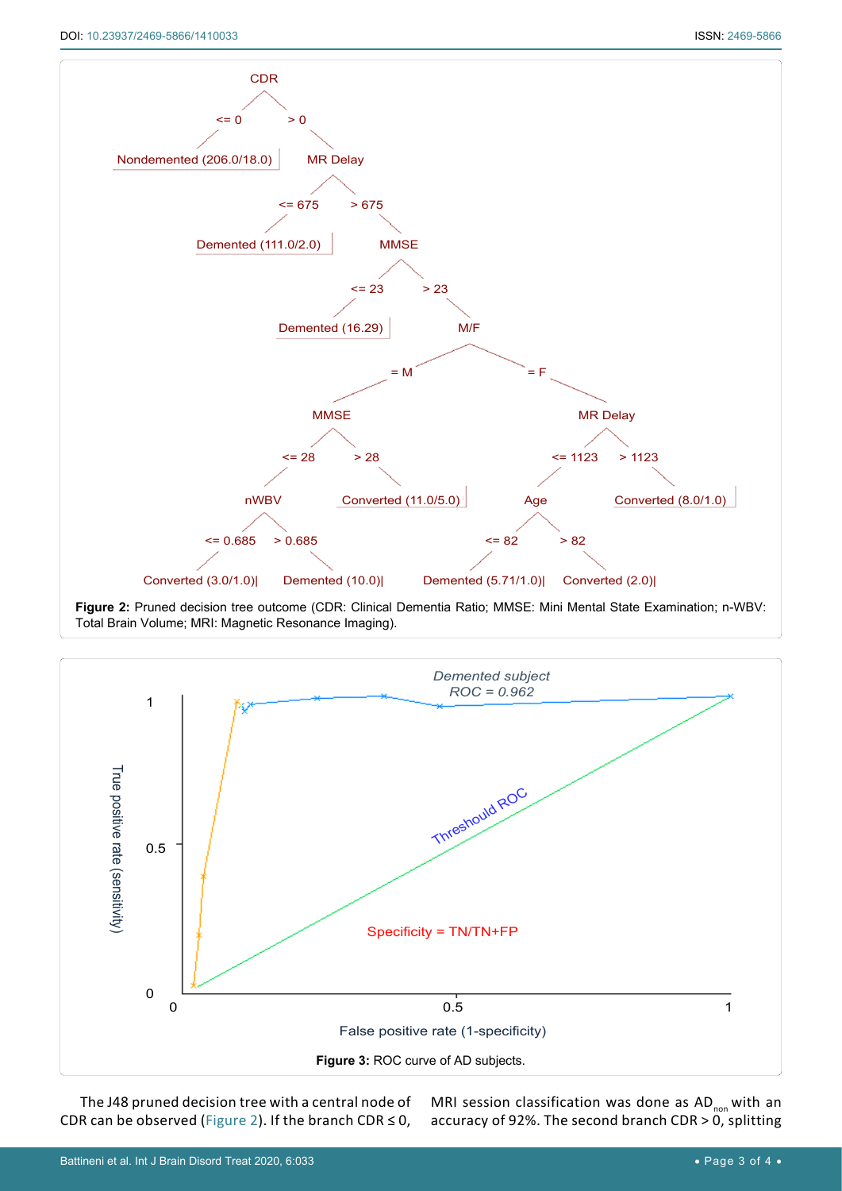**Figure 2:** Pruned decision tree outcome (CDR: Clinical Dementia Ratio; MMSE: Mini Mental State Examination; n-WBV: Total Brain Volume; MRI: Magnetic Resonance Imaging).

**Figure 3:** ROC curve of AD subjects.

The J48 pruned decision tree with a central node of CDR can be observed (Figure 2). If the branch CDR ≤ 0, MRI session classification was done as $AD_{non}$ with an accuracy of 92%. The second branch CDR > 0, splitting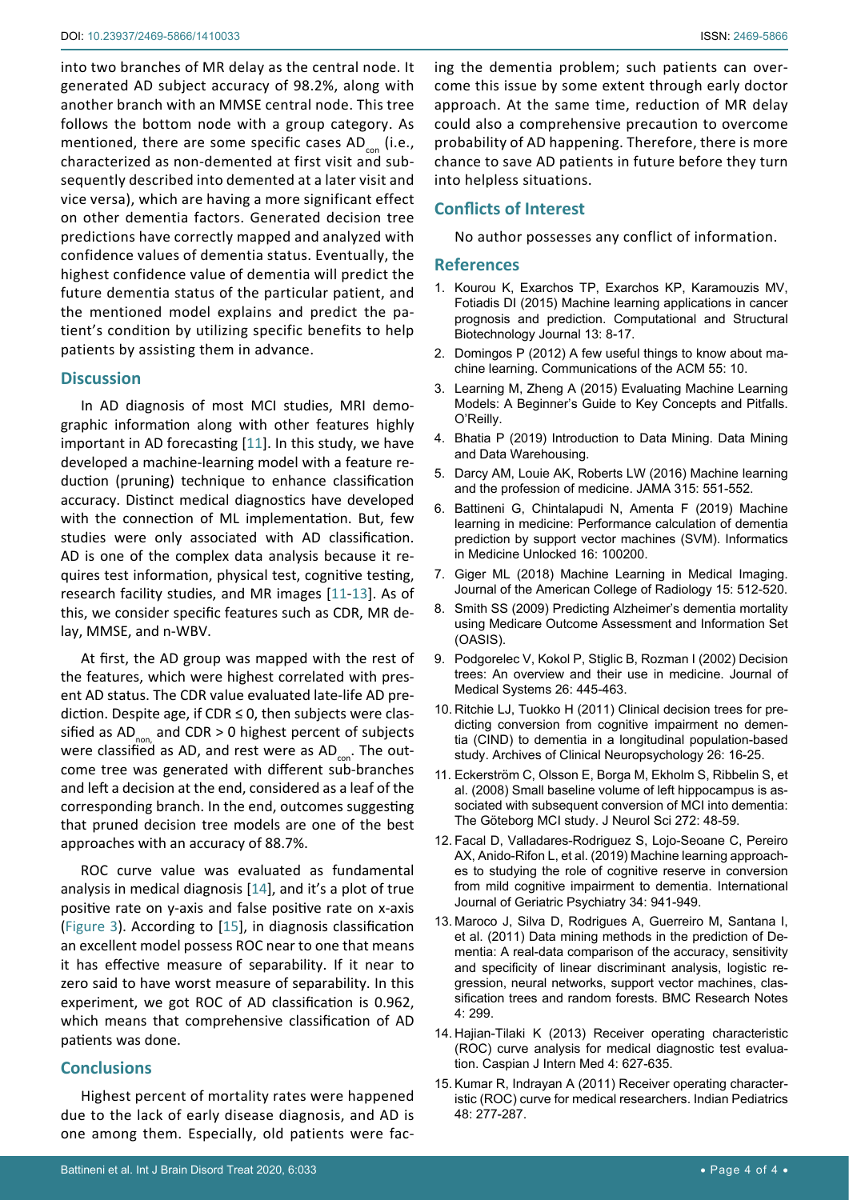into two branches of MR delay as the central node. It generated AD subject accuracy of 98.2%, along with another branch with an MMSE central node. This tree follows the bottom node with a group category. As mentioned, there are some specific cases $AD_{con}$ (i.e., characterized as non-demented at first visit and subsequently described into demented at a later visit and vice versa), which are having a more significant effect on other dementia factors. Generated decision tree predictions have correctly mapped and analyzed with confidence values of dementia status. Eventually, the highest confidence value of dementia will predict the future dementia status of the particular patient, and the mentioned model explains and predict the patient's condition by utilizing specific benefits to help patients by assisting them in advance.

## Discussion

In AD diagnosis of most MCI studies, MRI demographic information along with other features highly important in AD forecasting [11]. In this study, we have developed a machine-learning model with a feature reduction (pruning) technique to enhance classification accuracy. Distinct medical diagnostics have developed with the connection of ML implementation. But, few studies were only associated with AD classification. AD is one of the complex data analysis because it requires test information, physical test, cognitive testing, research facility studies, and MR images [11-13]. As of this, we consider specific features such as CDR, MR delay, MMSE, and n-WBV.

At first, the AD group was mapped with the rest of the features, which were highest correlated with present AD status. The CDR value evaluated late-life AD prediction. Despite age, if CDR $\leq 0$, then subjects were classified as $AD_{non,}$ and CDR $> 0$ highest percent of subjects were classified as AD, and rest were as $AD_{con}$. The outcome tree was generated with different sub-branches and left a decision at the end, considered as a leaf of the corresponding branch. In the end, outcomes suggesting that pruned decision tree models are one of the best approaches with an accuracy of 88.7%.

ROC curve value was evaluated as fundamental analysis in medical diagnosis [14], and it's a plot of true positive rate on y-axis and false positive rate on x-axis (Figure 3). According to [15], in diagnosis classification an excellent model possess ROC near to one that means it has effective measure of separability. If it near to zero said to have worst measure of separability. In this experiment, we got ROC of AD classification is 0.962, which means that comprehensive classification of AD patients was done.

## Conclusions

Highest percent of mortality rates were happened due to the lack of early disease diagnosis, and AD is one among them. Especially, old patients were facing the dementia problem; such patients can overcome this issue by some extent through early doctor approach. At the same time, reduction of MR delay could also a comprehensive precaution to overcome probability of AD happening. Therefore, there is more chance to save AD patients in future before they turn into helpless situations.

## Conflicts of Interest

No author possesses any conflict of information.

## References

1. Kourou K, Exarchos TP, Exarchos KP, Karamouzis MV, Fotiadis DI (2015) Machine learning applications in cancer prognosis and prediction. Computational and Structural Biotechnology Journal 13: 8-17.
2. Domingos P (2012) A few useful things to know about machine learning. Communications of the ACM 55: 10.
3. Learning M, Zheng A (2015) Evaluating Machine Learning Models: A Beginner's Guide to Key Concepts and Pitfalls. O'Reilly.
4. Bhatia P (2019) Introduction to Data Mining. Data Mining and Data Warehousing.
5. Darcy AM, Louie AK, Roberts LW (2016) Machine learning and the profession of medicine. JAMA 315: 551-552.
6. Battineni G, Chintalapudi N, Amenta F (2019) Machine learning in medicine: Performance calculation of dementia prediction by support vector machines (SVM). Informatics in Medicine Unlocked 16: 100200.
7. Giger ML (2018) Machine Learning in Medical Imaging. Journal of the American College of Radiology 15: 512-520.
8. Smith SS (2009) Predicting Alzheimer's dementia mortality using Medicare Outcome Assessment and Information Set (OASIS).
9. Podgorelec V, Kokol P, Stiglic B, Rozman I (2002) Decision trees: An overview and their use in medicine. Journal of Medical Systems 26: 445-463.
10. Ritchie LJ, Tuokko H (2011) Clinical decision trees for predicting conversion from cognitive impairment no dementia (CIND) to dementia in a longitudinal population-based study. Archives of Clinical Neuropsychology 26: 16-25.
11. Eckerström C, Olsson E, Borga M, Ekholm S, Ribbelin S, et al. (2008) Small baseline volume of left hippocampus is associated with subsequent conversion of MCI into dementia: The Göteborg MCI study. J Neurol Sci 272: 48-59.
12. Facal D, Valladares-Rodriguez S, Lojo-Seoane C, Pereiro AX, Anido-Rifon L, et al. (2019) Machine learning approaches to studying the role of cognitive reserve in conversion from mild cognitive impairment to dementia. International Journal of Geriatric Psychiatry 34: 941-949.
13. Maroco J, Silva D, Rodrigues A, Guerreiro M, Santana I, et al. (2011) Data mining methods in the prediction of Dementia: A real-data comparison of the accuracy, sensitivity and specificity of linear discriminant analysis, logistic regression, neural networks, support vector machines, classification trees and random forests. BMC Research Notes 4: 299.
14. Hajian-Tilaki K (2013) Receiver operating characteristic (ROC) curve analysis for medical diagnostic test evaluation. Caspian J Intern Med 4: 627-635.
15. Kumar R, Indrayan A (2011) Receiver operating characteristic (ROC) curve for medical researchers. Indian Pediatrics 48: 277-287.